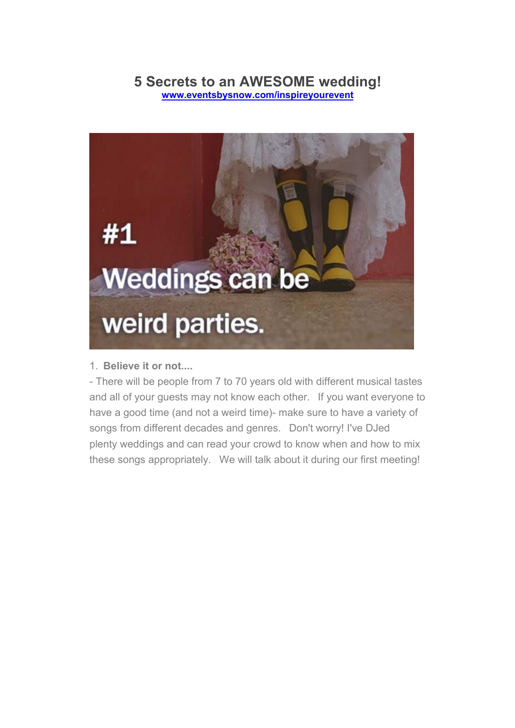# 5 Secrets to an AWESOME wedding!

www.eventsbysnow.com/inspireyourevent

1. **Believe it or not....**

- There will be people from 7 to 70 years old with different musical tastes and all of your guests may not know each other. If you want everyone to have a good time (and not a weird time)- make sure to have a variety of songs from different decades and genres. Don't worry! I've DJed plenty weddings and can read your crowd to know when and how to mix these songs appropriately. We will talk about it during our first meeting!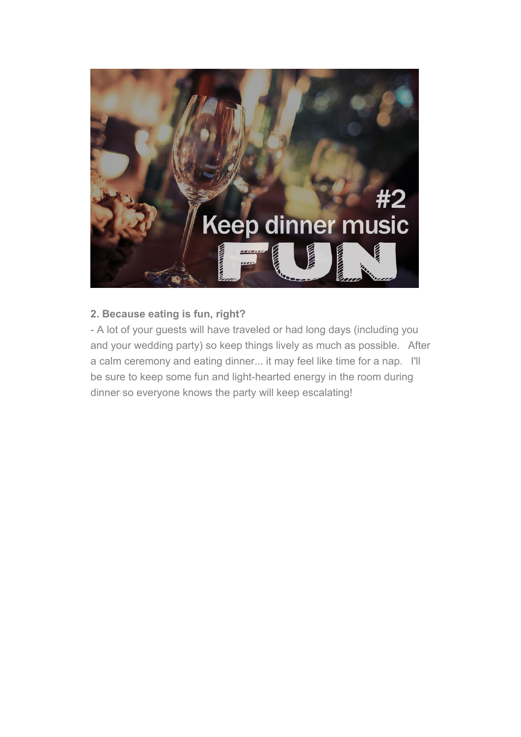**2. Because eating is fun, right?**

- A lot of your guests will have traveled or had long days (including you and your wedding party) so keep things lively as much as possible. After a calm ceremony and eating dinner... it may feel like time for a nap. I'll be sure to keep some fun and light-hearted energy in the room during dinner so everyone knows the party will keep escalating!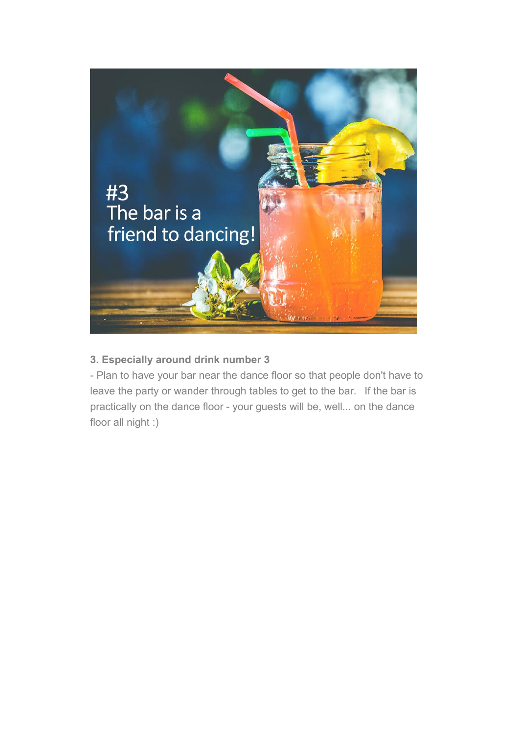**3. Especially around drink number 3**

- Plan to have your bar near the dance floor so that people don't have to leave the party or wander through tables to get to the bar. If the bar is practically on the dance floor - your guests will be, well... on the dance floor all night :)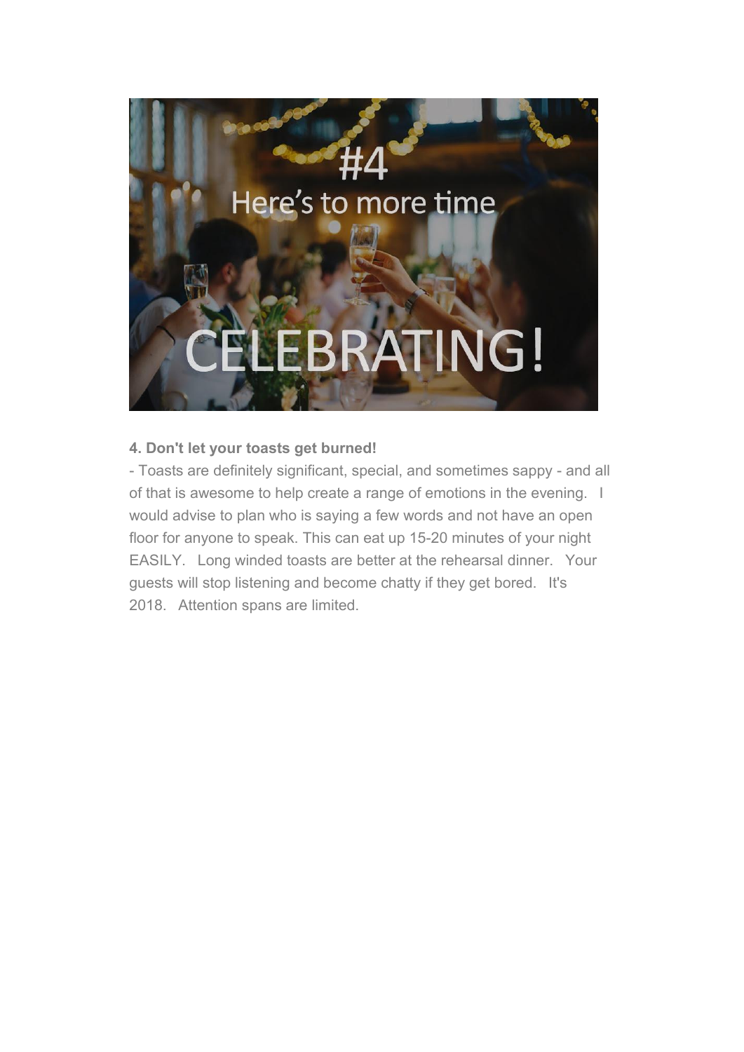**4. Don't let your toasts get burned!**

- Toasts are definitely significant, special, and sometimes sappy - and all of that is awesome to help create a range of emotions in the evening. I would advise to plan who is saying a few words and not have an open floor for anyone to speak. This can eat up 15-20 minutes of your night EASILY. Long winded toasts are better at the rehearsal dinner. Your guests will stop listening and become chatty if they get bored. It's 2018. Attention spans are limited.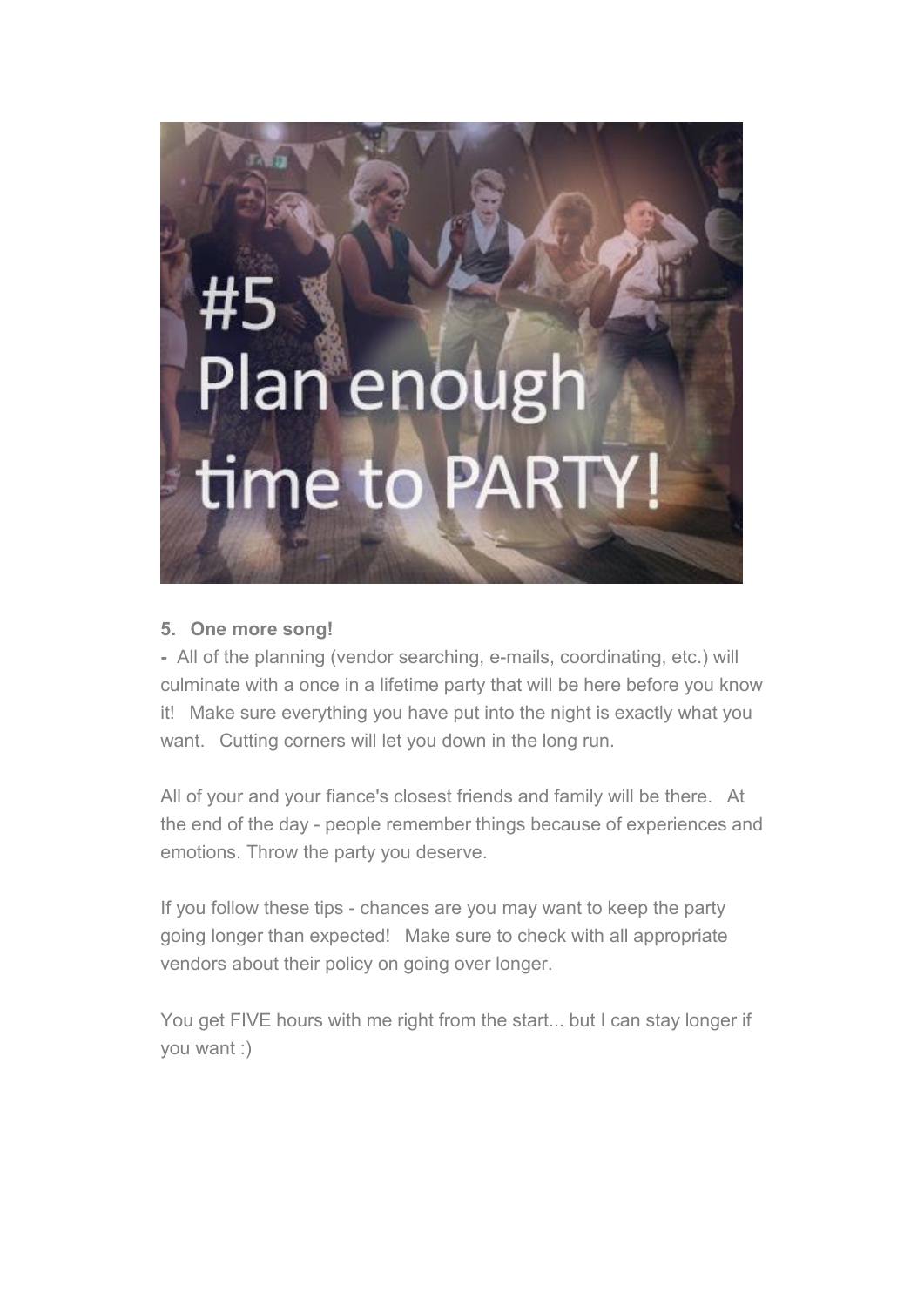**5. One more song!**

- All of the planning (vendor searching, e-mails, coordinating, etc.) will culminate with a once in a lifetime party that will be here before you know it! Make sure everything you have put into the night is exactly what you want. Cutting corners will let you down in the long run.

All of your and your fiance's closest friends and family will be there. At the end of the day - people remember things because of experiences and emotions. Throw the party you deserve.

If you follow these tips - chances are you may want to keep the party going longer than expected! Make sure to check with all appropriate vendors about their policy on going over longer.

You get FIVE hours with me right from the start... but I can stay longer if you want :)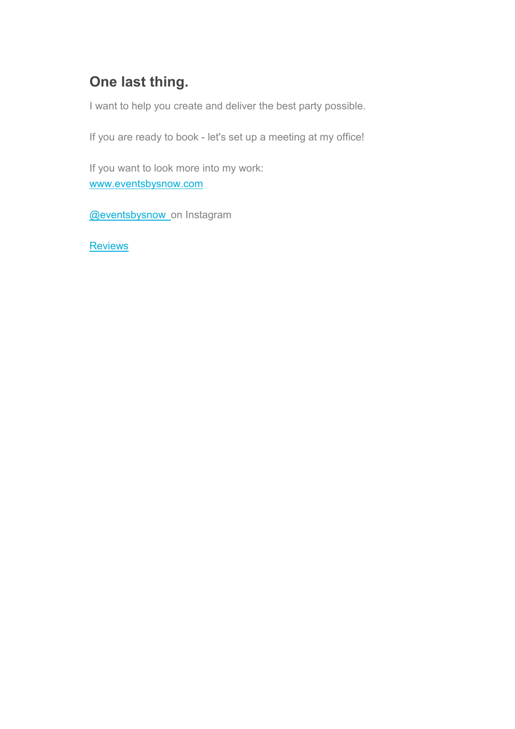## One last thing.

I want to help you create and deliver the best party possible.

If you are ready to book - let's set up a meeting at my office!

If you want to look more into my work:
www.eventsbysnow.com

@eventsbysnow on Instagram

Reviews